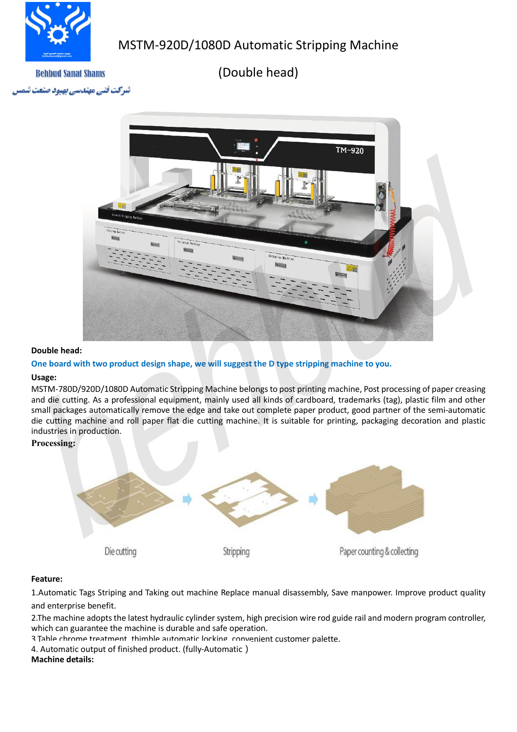Behbud Sanat Shams

شرکت فنی مهندسی بهبود صنعت شمس

# MSTM-920D/1080D Automatic Stripping Machine

## (Double head)

**Double head:**

**One board with two product design shape, we will suggest the D type stripping machine to you.**

**Usage:**

MSTM-780D/920D/1080D Automatic Stripping Machine belongs to post printing machine, Post processing of paper creasing and die cutting. As a professional equipment, mainly used all kinds of cardboard, trademarks (tag), plastic film and other small packages automatically remove the edge and take out complete paper product, good partner of the semi-automatic die cutting machine and roll paper flat die cutting machine. It is suitable for printing, packaging decoration and plastic industries in production.

**Processing:**

Die cutting → Stripping → Paper counting & collecting

**Feature:**

1.Automatic Tags Striping and Taking out machine Replace manual disassembly, Save manpower. Improve product quality and enterprise benefit.

2.The machine adopts the latest hydraulic cylinder system, high precision wire rod guide rail and modern program controller, which can guarantee the machine is durable and safe operation.

3.Table chrome treatment, thimble automatic locking, convenient customer palette.

4. Automatic output of finished product. (fully-Automatic)

**Machine details:**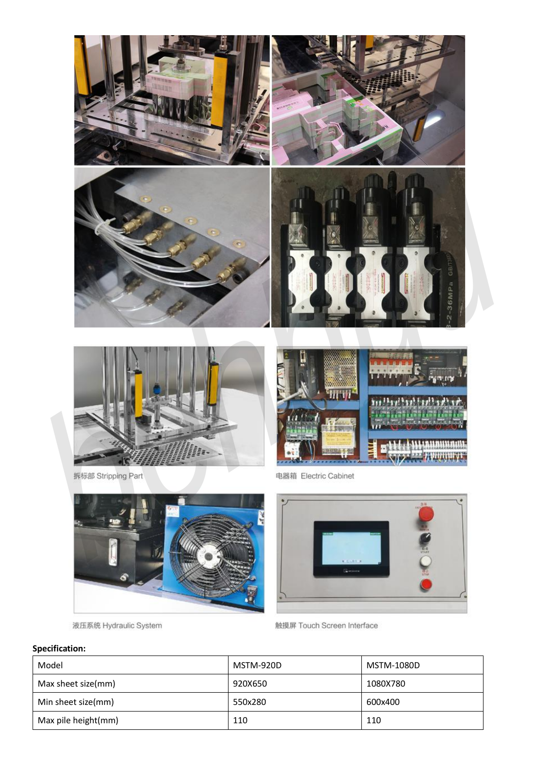拆标部 Stripping Part

电器箱 Electric Cabinet

液压系统 Hydraulic System

触摸屏 Touch Screen Interface

**Specification:**

| Model | MSTM-920D | MSTM-1080D |
| --- | --- | --- |
| Max sheet size(mm) | 920X650 | 1080X780 |
| Min sheet size(mm) | 550x280 | 600x400 |
| Max pile height(mm) | 110 | 110 |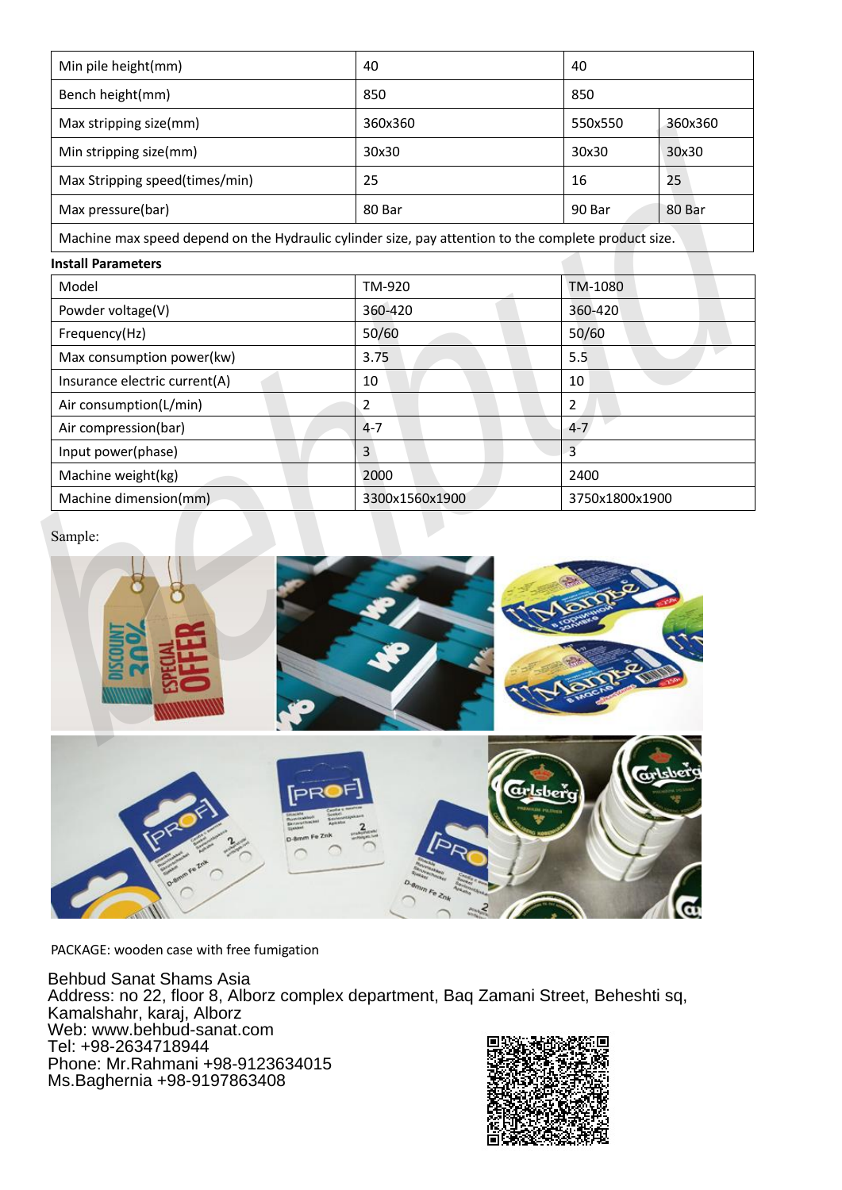| | | | |
|---|---|---|---|
| Min pile height(mm) | 40 | 40 | |
| Bench height(mm) | 850 | 850 | |
| Max stripping size(mm) | 360x360 | 550x550 | 360x360 |
| Min stripping size(mm) | 30x30 | 30x30 | 30x30 |
| Max Stripping speed(times/min) | 25 | 16 | 25 |
| Max pressure(bar) | 80 Bar | 90 Bar | 80 Bar |
| Machine max speed depend on the Hydraulic cylinder size, pay attention to the complete product size. | | | |

**Install Parameters**

| Model | TM-920 | TM-1080 |
|---|---|---|
| Powder voltage(V) | 360-420 | 360-420 |
| Frequency(Hz) | 50/60 | 50/60 |
| Max consumption power(kw) | 3.75 | 5.5 |
| Insurance electric current(A) | 10 | 10 |
| Air consumption(L/min) | 2 | 2 |
| Air compression(bar) | 4-7 | 4-7 |
| Input power(phase) | 3 | 3 |
| Machine weight(kg) | 2000 | 2400 |
| Machine dimension(mm) | 3300x1560x1900 | 3750x1800x1900 |

Sample:

PACKAGE: wooden case with free fumigation

Behbud Sanat Shams Asia
Address: no 22, floor 8, Alborz complex department, Baq Zamani Street, Beheshti sq, Kamalshahr, karaj, Alborz
Web: www.behbud-sanat.com
Tel: +98-2634718944
Phone: Mr.Rahmani +98-9123634015
Ms.Baghernia +98-9197863408